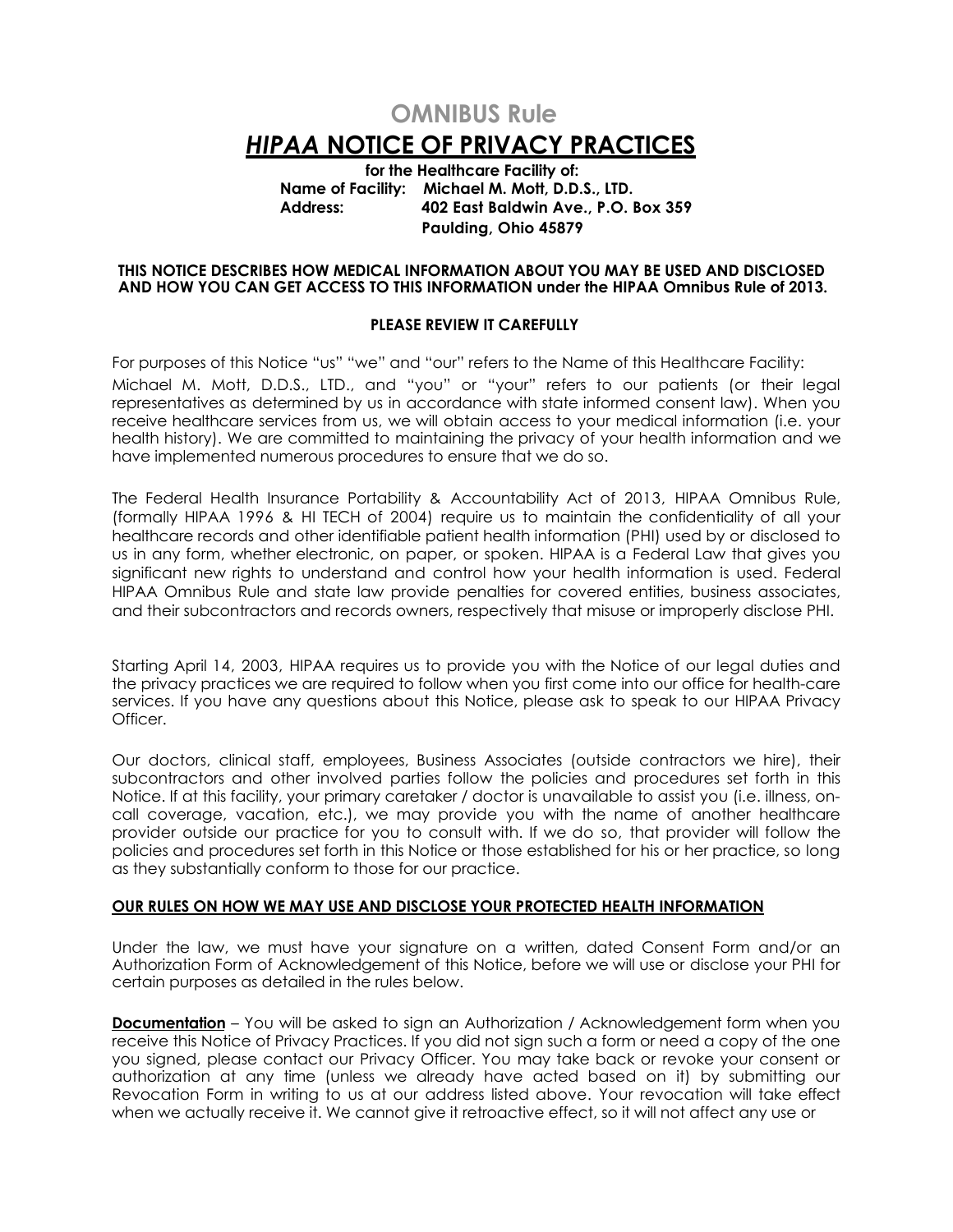# OMNIBUS Rule

# *HIPAA* NOTICE OF PRIVACY PRACTICES

**for the Healthcare Facility of:**
**Name of Facility: Michael M. Mott, D.D.S., LTD.**
**Address: 402 East Baldwin Ave., P.O. Box 359**
**Paulding, Ohio 45879**

**THIS NOTICE DESCRIBES HOW MEDICAL INFORMATION ABOUT YOU MAY BE USED AND DISCLOSED AND HOW YOU CAN GET ACCESS TO THIS INFORMATION under the HIPAA Omnibus Rule of 2013.**

**PLEASE REVIEW IT CAREFULLY**

For purposes of this Notice "us" "we" and "our" refers to the Name of this Healthcare Facility: Michael M. Mott, D.D.S., LTD., and "you" or "your" refers to our patients (or their legal representatives as determined by us in accordance with state informed consent law). When you receive healthcare services from us, we will obtain access to your medical information (i.e. your health history). We are committed to maintaining the privacy of your health information and we have implemented numerous procedures to ensure that we do so.

The Federal Health Insurance Portability & Accountability Act of 2013, HIPAA Omnibus Rule, (formally HIPAA 1996 & HI TECH of 2004) require us to maintain the confidentiality of all your healthcare records and other identifiable patient health information (PHI) used by or disclosed to us in any form, whether electronic, on paper, or spoken. HIPAA is a Federal Law that gives you significant new rights to understand and control how your health information is used. Federal HIPAA Omnibus Rule and state law provide penalties for covered entities, business associates, and their subcontractors and records owners, respectively that misuse or improperly disclose PHI.

Starting April 14, 2003, HIPAA requires us to provide you with the Notice of our legal duties and the privacy practices we are required to follow when you first come into our office for health-care services. If you have any questions about this Notice, please ask to speak to our HIPAA Privacy Officer.

Our doctors, clinical staff, employees, Business Associates (outside contractors we hire), their subcontractors and other involved parties follow the policies and procedures set forth in this Notice. If at this facility, your primary caretaker / doctor is unavailable to assist you (i.e. illness, on-call coverage, vacation, etc.), we may provide you with the name of another healthcare provider outside our practice for you to consult with. If we do so, that provider will follow the policies and procedures set forth in this Notice or those established for his or her practice, so long as they substantially conform to those for our practice.

## OUR RULES ON HOW WE MAY USE AND DISCLOSE YOUR PROTECTED HEALTH INFORMATION

Under the law, we must have your signature on a written, dated Consent Form and/or an Authorization Form of Acknowledgement of this Notice, before we will use or disclose your PHI for certain purposes as detailed in the rules below.

**Documentation** – You will be asked to sign an Authorization / Acknowledgement form when you receive this Notice of Privacy Practices. If you did not sign such a form or need a copy of the one you signed, please contact our Privacy Officer. You may take back or revoke your consent or authorization at any time (unless we already have acted based on it) by submitting our Revocation Form in writing to us at our address listed above. Your revocation will take effect when we actually receive it. We cannot give it retroactive effect, so it will not affect any use or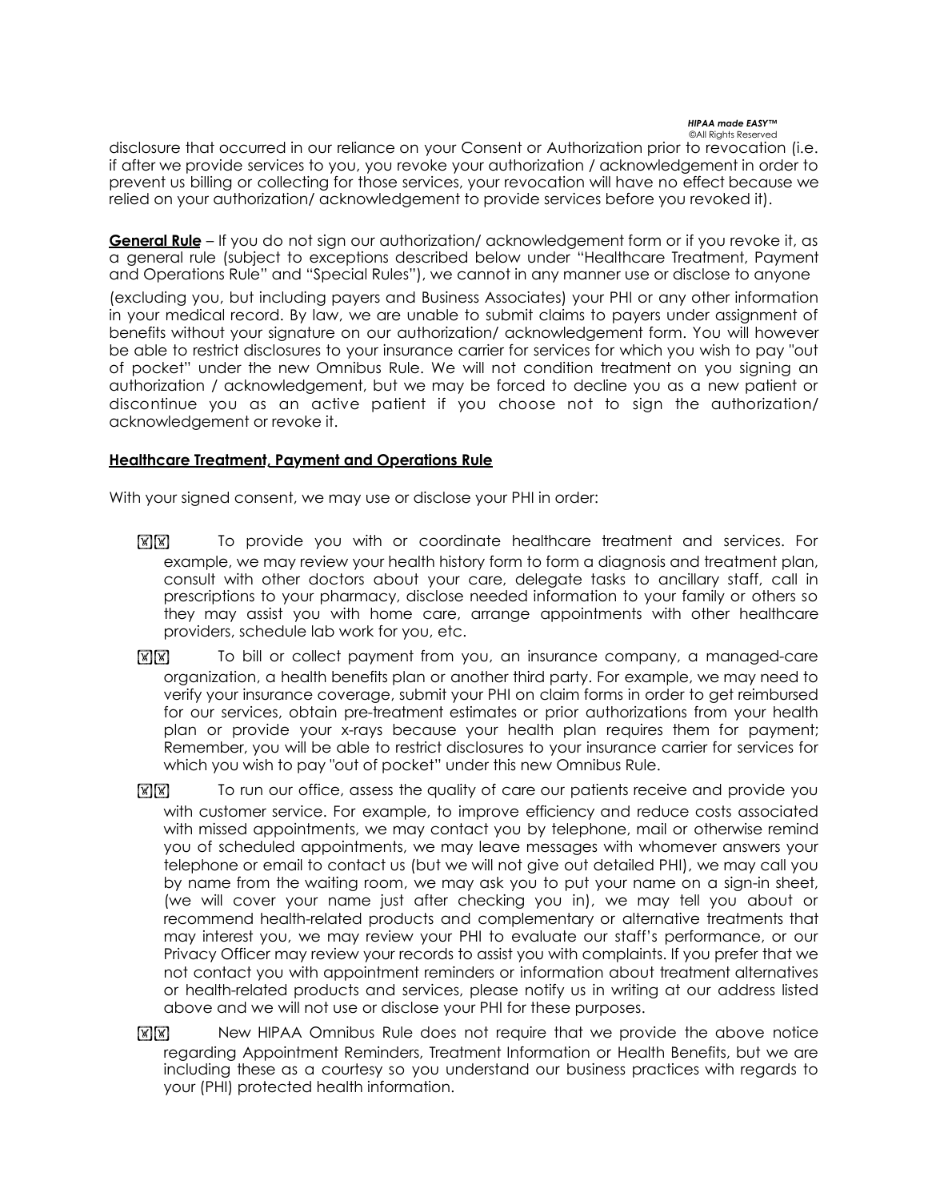disclosure that occurred in our reliance on your Consent or Authorization prior to revocation (i.e. if after we provide services to you, you revoke your authorization / acknowledgement in order to prevent us billing or collecting for those services, your revocation will have no effect because we relied on your authorization/ acknowledgement to provide services before you revoked it).

**General Rule** – If you do not sign our authorization/ acknowledgement form or if you revoke it, as a general rule (subject to exceptions described below under "Healthcare Treatment, Payment and Operations Rule" and "Special Rules"), we cannot in any manner use or disclose to anyone (excluding you, but including payers and Business Associates) your PHI or any other information in your medical record. By law, we are unable to submit claims to payers under assignment of benefits without your signature on our authorization/ acknowledgement form. You will however be able to restrict disclosures to your insurance carrier for services for which you wish to pay "out of pocket" under the new Omnibus Rule. We will not condition treatment on you signing an authorization / acknowledgement, but we may be forced to decline you as a new patient or discontinue you as an active patient if you choose not to sign the authorization/ acknowledgement or revoke it.

**Healthcare Treatment, Payment and Operations Rule**

With your signed consent, we may use or disclose your PHI in order:

- To provide you with or coordinate healthcare treatment and services. For example, we may review your health history form to form a diagnosis and treatment plan, consult with other doctors about your care, delegate tasks to ancillary staff, call in prescriptions to your pharmacy, disclose needed information to your family or others so they may assist you with home care, arrange appointments with other healthcare providers, schedule lab work for you, etc.
- To bill or collect payment from you, an insurance company, a managed-care organization, a health benefits plan or another third party. For example, we may need to verify your insurance coverage, submit your PHI on claim forms in order to get reimbursed for our services, obtain pre-treatment estimates or prior authorizations from your health plan or provide your x-rays because your health plan requires them for payment; Remember, you will be able to restrict disclosures to your insurance carrier for services for which you wish to pay "out of pocket" under this new Omnibus Rule.
- To run our office, assess the quality of care our patients receive and provide you with customer service. For example, to improve efficiency and reduce costs associated with missed appointments, we may contact you by telephone, mail or otherwise remind you of scheduled appointments, we may leave messages with whomever answers your telephone or email to contact us (but we will not give out detailed PHI), we may call you by name from the waiting room, we may ask you to put your name on a sign-in sheet, (we will cover your name just after checking you in), we may tell you about or recommend health-related products and complementary or alternative treatments that may interest you, we may review your PHI to evaluate our staff's performance, or our Privacy Officer may review your records to assist you with complaints. If you prefer that we not contact you with appointment reminders or information about treatment alternatives or health-related products and services, please notify us in writing at our address listed above and we will not use or disclose your PHI for these purposes.
- New HIPAA Omnibus Rule does not require that we provide the above notice regarding Appointment Reminders, Treatment Information or Health Benefits, but we are including these as a courtesy so you understand our business practices with regards to your (PHI) protected health information.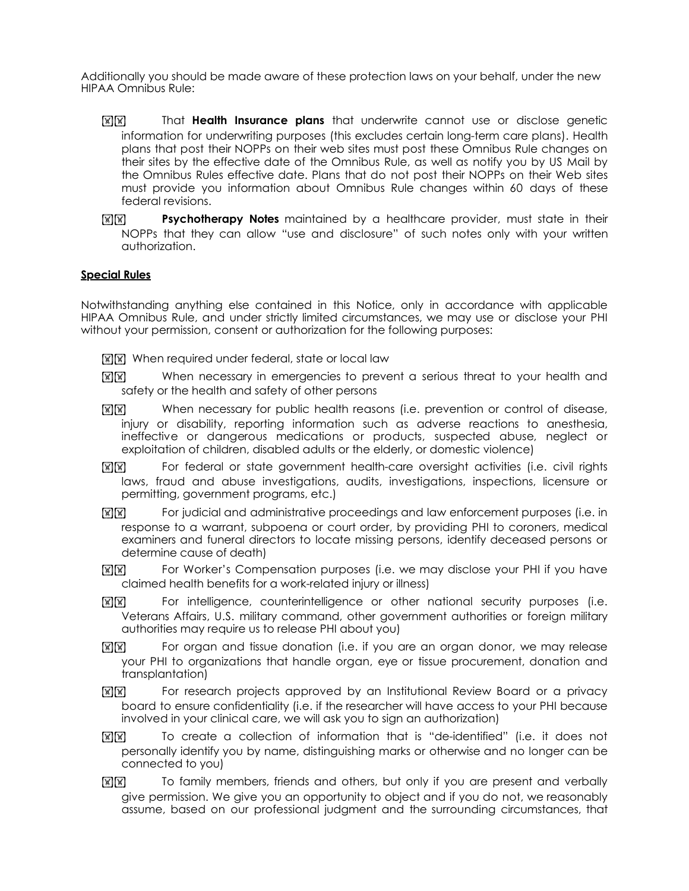Additionally you should be made aware of these protection laws on your behalf, under the new HIPAA Omnibus Rule:

- That **Health Insurance plans** that underwrite cannot use or disclose genetic information for underwriting purposes (this excludes certain long-term care plans). Health plans that post their NOPPs on their web sites must post these Omnibus Rule changes on their sites by the effective date of the Omnibus Rule, as well as notify you by US Mail by the Omnibus Rules effective date. Plans that do not post their NOPPs on their Web sites must provide you information about Omnibus Rule changes within 60 days of these federal revisions.
- **Psychotherapy Notes** maintained by a healthcare provider, must state in their NOPPs that they can allow "use and disclosure" of such notes only with your written authorization.

**Special Rules**

Notwithstanding anything else contained in this Notice, only in accordance with applicable HIPAA Omnibus Rule, and under strictly limited circumstances, we may use or disclose your PHI without your permission, consent or authorization for the following purposes:

- When required under federal, state or local law
- When necessary in emergencies to prevent a serious threat to your health and safety or the health and safety of other persons
- When necessary for public health reasons (i.e. prevention or control of disease, injury or disability, reporting information such as adverse reactions to anesthesia, ineffective or dangerous medications or products, suspected abuse, neglect or exploitation of children, disabled adults or the elderly, or domestic violence)
- For federal or state government health-care oversight activities (i.e. civil rights laws, fraud and abuse investigations, audits, investigations, inspections, licensure or permitting, government programs, etc.)
- For judicial and administrative proceedings and law enforcement purposes (i.e. in response to a warrant, subpoena or court order, by providing PHI to coroners, medical examiners and funeral directors to locate missing persons, identify deceased persons or determine cause of death)
- For Worker's Compensation purposes (i.e. we may disclose your PHI if you have claimed health benefits for a work-related injury or illness)
- For intelligence, counterintelligence or other national security purposes (i.e. Veterans Affairs, U.S. military command, other government authorities or foreign military authorities may require us to release PHI about you)
- For organ and tissue donation (i.e. if you are an organ donor, we may release your PHI to organizations that handle organ, eye or tissue procurement, donation and transplantation)
- For research projects approved by an Institutional Review Board or a privacy board to ensure confidentiality (i.e. if the researcher will have access to your PHI because involved in your clinical care, we will ask you to sign an authorization)
- To create a collection of information that is "de-identified" (i.e. it does not personally identify you by name, distinguishing marks or otherwise and no longer can be connected to you)
- To family members, friends and others, but only if you are present and verbally give permission. We give you an opportunity to object and if you do not, we reasonably assume, based on our professional judgment and the surrounding circumstances, that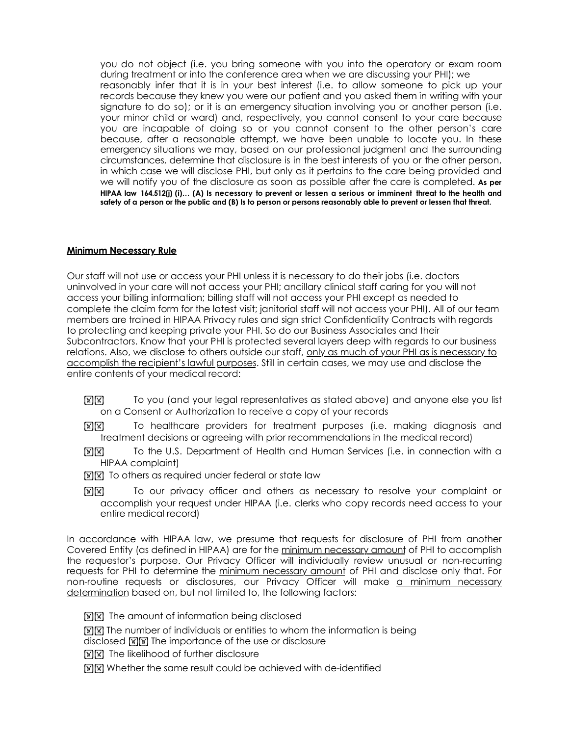you do not object (i.e. you bring someone with you into the operatory or exam room during treatment or into the conference area when we are discussing your PHI); we reasonably infer that it is in your best interest (i.e. to allow someone to pick up your records because they knew you were our patient and you asked them in writing with your signature to do so); or it is an emergency situation involving you or another person (i.e. your minor child or ward) and, respectively, you cannot consent to your care because you are incapable of doing so or you cannot consent to the other person's care because, after a reasonable attempt, we have been unable to locate you. In these emergency situations we may, based on our professional judgment and the surrounding circumstances, determine that disclosure is in the best interests of you or the other person, in which case we will disclose PHI, but only as it pertains to the care being provided and we will notify you of the disclosure as soon as possible after the care is completed. **As per HIPAA law 164.512(j) (i)… (A) Is necessary to prevent or lessen a serious or imminent threat to the health and safety of a person or the public and (B) Is to person or persons reasonably able to prevent or lessen that threat.**

**Minimum Necessary Rule**

Our staff will not use or access your PHI unless it is necessary to do their jobs (i.e. doctors uninvolved in your care will not access your PHI; ancillary clinical staff caring for you will not access your billing information; billing staff will not access your PHI except as needed to complete the claim form for the latest visit; janitorial staff will not access your PHI). All of our team members are trained in HIPAA Privacy rules and sign strict Confidentiality Contracts with regards to protecting and keeping private your PHI. So do our Business Associates and their Subcontractors. Know that your PHI is protected several layers deep with regards to our business relations. Also, we disclose to others outside our staff, only as much of your PHI as is necessary to accomplish the recipient's lawful purposes. Still in certain cases, we may use and disclose the entire contents of your medical record:

- To you (and your legal representatives as stated above) and anyone else you list on a Consent or Authorization to receive a copy of your records
- To healthcare providers for treatment purposes (i.e. making diagnosis and treatment decisions or agreeing with prior recommendations in the medical record)
- To the U.S. Department of Health and Human Services (i.e. in connection with a HIPAA complaint)
- To others as required under federal or state law
- To our privacy officer and others as necessary to resolve your complaint or accomplish your request under HIPAA (i.e. clerks who copy records need access to your entire medical record)

In accordance with HIPAA law, we presume that requests for disclosure of PHI from another Covered Entity (as defined in HIPAA) are for the minimum necessary amount of PHI to accomplish the requestor's purpose. Our Privacy Officer will individually review unusual or non-recurring requests for PHI to determine the minimum necessary amount of PHI and disclose only that. For non-routine requests or disclosures, our Privacy Officer will make a minimum necessary determination based on, but not limited to, the following factors:

- The amount of information being disclosed
- The number of individuals or entities to whom the information is being disclosed
- The importance of the use or disclosure
- The likelihood of further disclosure
- Whether the same result could be achieved with de-identified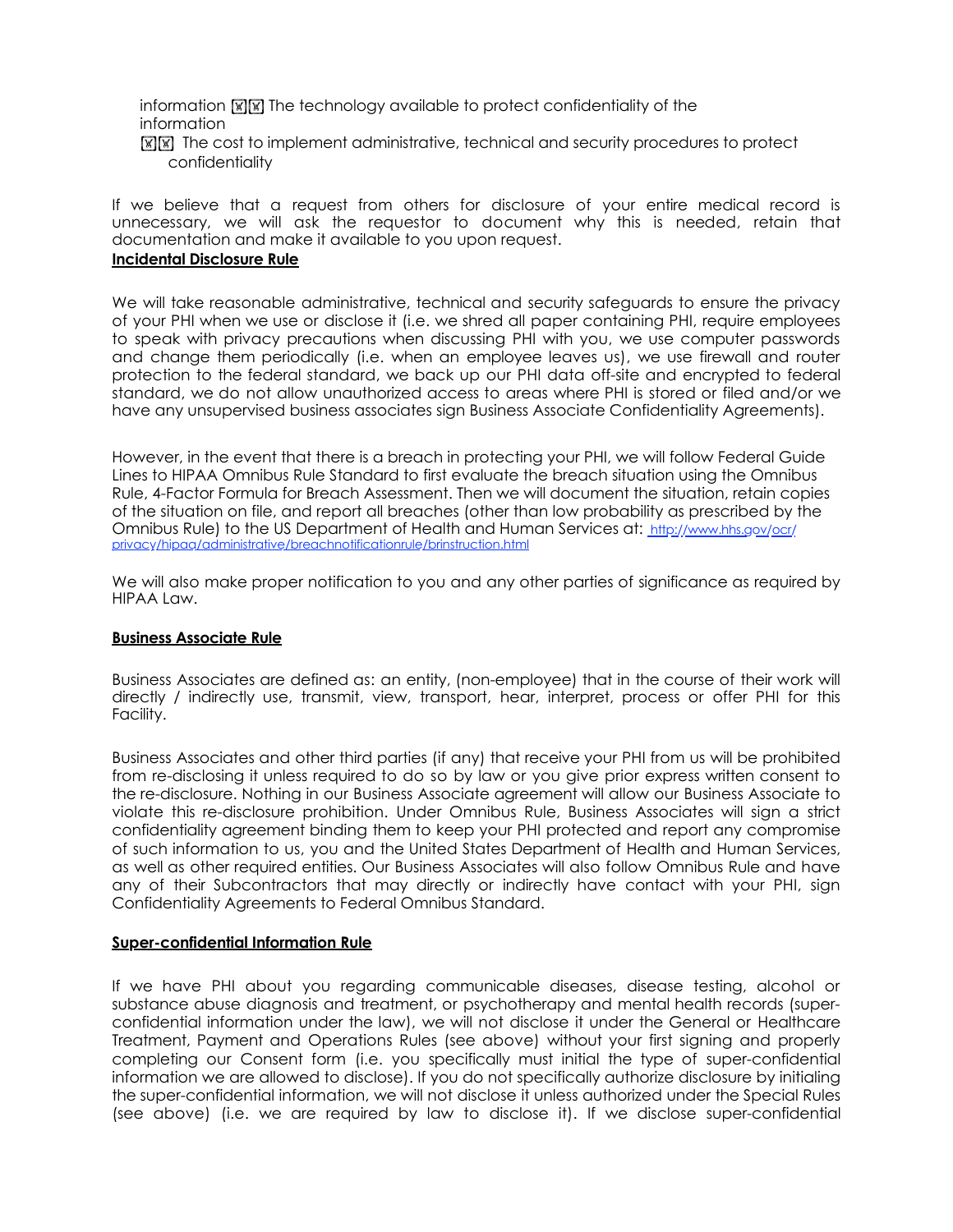information ☒☒ The technology available to protect confidentiality of the information

☒☒ The cost to implement administrative, technical and security procedures to protect confidentiality

If we believe that a request from others for disclosure of your entire medical record is unnecessary, we will ask the requestor to document why this is needed, retain that documentation and make it available to you upon request.

**Incidental Disclosure Rule**

We will take reasonable administrative, technical and security safeguards to ensure the privacy of your PHI when we use or disclose it (i.e. we shred all paper containing PHI, require employees to speak with privacy precautions when discussing PHI with you, we use computer passwords and change them periodically (i.e. when an employee leaves us), we use firewall and router protection to the federal standard, we back up our PHI data off-site and encrypted to federal standard, we do not allow unauthorized access to areas where PHI is stored or filed and/or we have any unsupervised business associates sign Business Associate Confidentiality Agreements).

However, in the event that there is a breach in protecting your PHI, we will follow Federal Guide Lines to HIPAA Omnibus Rule Standard to first evaluate the breach situation using the Omnibus Rule, 4-Factor Formula for Breach Assessment. Then we will document the situation, retain copies of the situation on file, and report all breaches (other than low probability as prescribed by the Omnibus Rule) to the US Department of Health and Human Services at: http://www.hhs.gov/ocr/privacy/hipaa/administrative/breachnotificationrule/brinstruction.html

We will also make proper notification to you and any other parties of significance as required by HIPAA Law.

**Business Associate Rule**

Business Associates are defined as: an entity, (non-employee) that in the course of their work will directly / indirectly use, transmit, view, transport, hear, interpret, process or offer PHI for this Facility.

Business Associates and other third parties (if any) that receive your PHI from us will be prohibited from re-disclosing it unless required to do so by law or you give prior express written consent to the re-disclosure. Nothing in our Business Associate agreement will allow our Business Associate to violate this re-disclosure prohibition. Under Omnibus Rule, Business Associates will sign a strict confidentiality agreement binding them to keep your PHI protected and report any compromise of such information to us, you and the United States Department of Health and Human Services, as well as other required entities. Our Business Associates will also follow Omnibus Rule and have any of their Subcontractors that may directly or indirectly have contact with your PHI, sign Confidentiality Agreements to Federal Omnibus Standard.

**Super-confidential Information Rule**

If we have PHI about you regarding communicable diseases, disease testing, alcohol or substance abuse diagnosis and treatment, or psychotherapy and mental health records (super-confidential information under the law), we will not disclose it under the General or Healthcare Treatment, Payment and Operations Rules (see above) without your first signing and properly completing our Consent form (i.e. you specifically must initial the type of super-confidential information we are allowed to disclose). If you do not specifically authorize disclosure by initialing the super-confidential information, we will not disclose it unless authorized under the Special Rules (see above) (i.e. we are required by law to disclose it). If we disclose super-confidential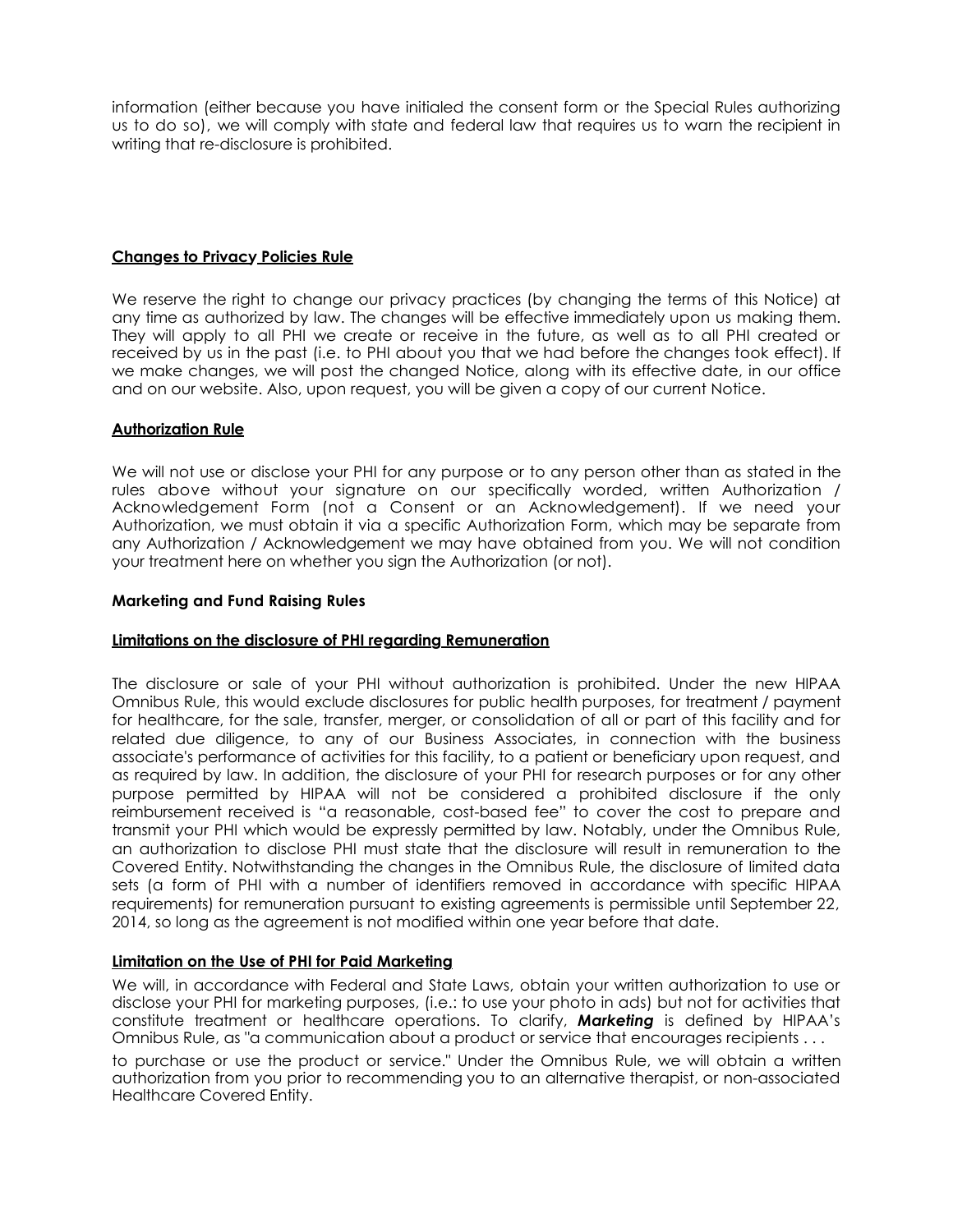information (either because you have initialed the consent form or the Special Rules authorizing us to do so), we will comply with state and federal law that requires us to warn the recipient in writing that re-disclosure is prohibited.

## Changes to Privacy Policies Rule

We reserve the right to change our privacy practices (by changing the terms of this Notice) at any time as authorized by law. The changes will be effective immediately upon us making them. They will apply to all PHI we create or receive in the future, as well as to all PHI created or received by us in the past (i.e. to PHI about you that we had before the changes took effect). If we make changes, we will post the changed Notice, along with its effective date, in our office and on our website. Also, upon request, you will be given a copy of our current Notice.

## Authorization Rule

We will not use or disclose your PHI for any purpose or to any person other than as stated in the rules above without your signature on our specifically worded, written Authorization / Acknowledgement Form (not a Consent or an Acknowledgement). If we need your Authorization, we must obtain it via a specific Authorization Form, which may be separate from any Authorization / Acknowledgement we may have obtained from you. We will not condition your treatment here on whether you sign the Authorization (or not).

## Marketing and Fund Raising Rules

### Limitations on the disclosure of PHI regarding Remuneration

The disclosure or sale of your PHI without authorization is prohibited. Under the new HIPAA Omnibus Rule, this would exclude disclosures for public health purposes, for treatment / payment for healthcare, for the sale, transfer, merger, or consolidation of all or part of this facility and for related due diligence, to any of our Business Associates, in connection with the business associate's performance of activities for this facility, to a patient or beneficiary upon request, and as required by law. In addition, the disclosure of your PHI for research purposes or for any other purpose permitted by HIPAA will not be considered a prohibited disclosure if the only reimbursement received is "a reasonable, cost-based fee" to cover the cost to prepare and transmit your PHI which would be expressly permitted by law. Notably, under the Omnibus Rule, an authorization to disclose PHI must state that the disclosure will result in remuneration to the Covered Entity. Notwithstanding the changes in the Omnibus Rule, the disclosure of limited data sets (a form of PHI with a number of identifiers removed in accordance with specific HIPAA requirements) for remuneration pursuant to existing agreements is permissible until September 22, 2014, so long as the agreement is not modified within one year before that date.

### Limitation on the Use of PHI for Paid Marketing

We will, in accordance with Federal and State Laws, obtain your written authorization to use or disclose your PHI for marketing purposes, (i.e.: to use your photo in ads) but not for activities that constitute treatment or healthcare operations. To clarify, ***Marketing*** is defined by HIPAA's Omnibus Rule, as "a communication about a product or service that encourages recipients . . . to purchase or use the product or service." Under the Omnibus Rule, we will obtain a written authorization from you prior to recommending you to an alternative therapist, or non-associated Healthcare Covered Entity.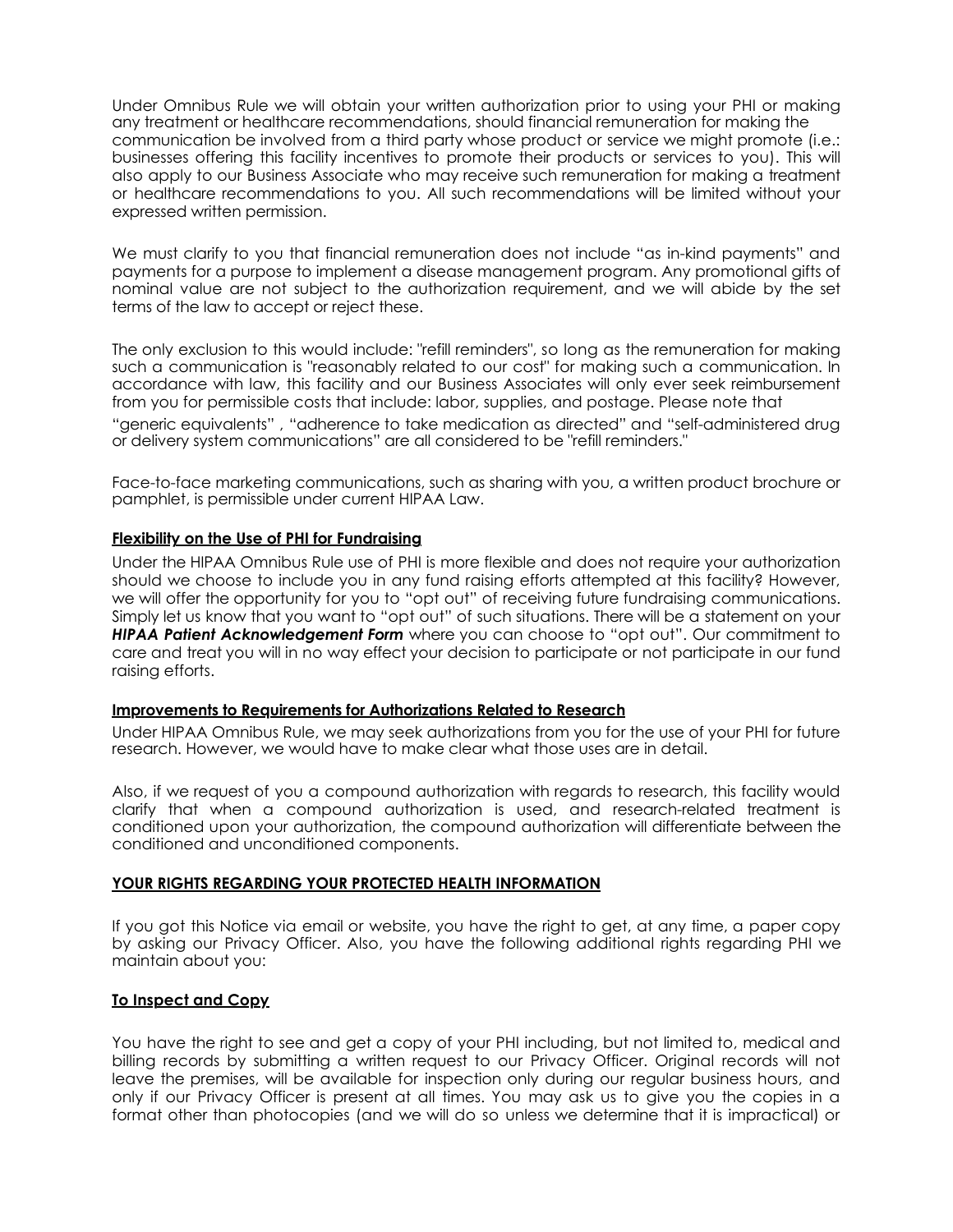Under Omnibus Rule we will obtain your written authorization prior to using your PHI or making any treatment or healthcare recommendations, should financial remuneration for making the communication be involved from a third party whose product or service we might promote (i.e.: businesses offering this facility incentives to promote their products or services to you). This will also apply to our Business Associate who may receive such remuneration for making a treatment or healthcare recommendations to you. All such recommendations will be limited without your expressed written permission.

We must clarify to you that financial remuneration does not include "as in-kind payments" and payments for a purpose to implement a disease management program. Any promotional gifts of nominal value are not subject to the authorization requirement, and we will abide by the set terms of the law to accept or reject these.

The only exclusion to this would include: "refill reminders", so long as the remuneration for making such a communication is "reasonably related to our cost" for making such a communication. In accordance with law, this facility and our Business Associates will only ever seek reimbursement from you for permissible costs that include: labor, supplies, and postage. Please note that "generic equivalents" , "adherence to take medication as directed" and "self-administered drug or delivery system communications" are all considered to be "refill reminders."

Face-to-face marketing communications, such as sharing with you, a written product brochure or pamphlet, is permissible under current HIPAA Law.

**Flexibility on the Use of PHI for Fundraising**

Under the HIPAA Omnibus Rule use of PHI is more flexible and does not require your authorization should we choose to include you in any fund raising efforts attempted at this facility? However, we will offer the opportunity for you to "opt out" of receiving future fundraising communications. Simply let us know that you want to "opt out" of such situations. There will be a statement on your ***HIPAA Patient Acknowledgement Form*** where you can choose to "opt out". Our commitment to care and treat you will in no way effect your decision to participate or not participate in our fund raising efforts.

**Improvements to Requirements for Authorizations Related to Research**

Under HIPAA Omnibus Rule, we may seek authorizations from you for the use of your PHI for future research. However, we would have to make clear what those uses are in detail.

Also, if we request of you a compound authorization with regards to research, this facility would clarify that when a compound authorization is used, and research-related treatment is conditioned upon your authorization, the compound authorization will differentiate between the conditioned and unconditioned components.

**YOUR RIGHTS REGARDING YOUR PROTECTED HEALTH INFORMATION**

If you got this Notice via email or website, you have the right to get, at any time, a paper copy by asking our Privacy Officer. Also, you have the following additional rights regarding PHI we maintain about you:

**To Inspect and Copy**

You have the right to see and get a copy of your PHI including, but not limited to, medical and billing records by submitting a written request to our Privacy Officer. Original records will not leave the premises, will be available for inspection only during our regular business hours, and only if our Privacy Officer is present at all times. You may ask us to give you the copies in a format other than photocopies (and we will do so unless we determine that it is impractical) or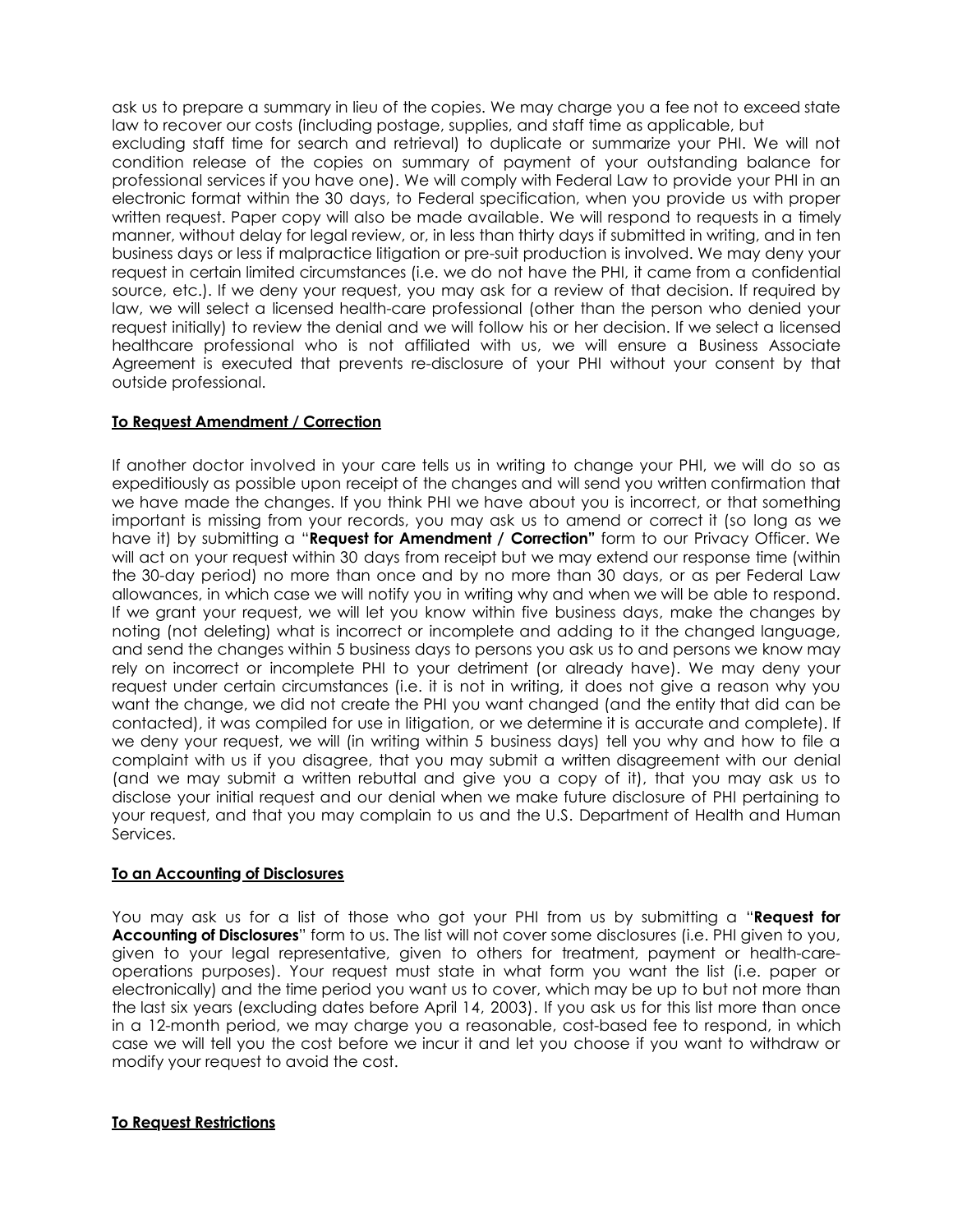ask us to prepare a summary in lieu of the copies. We may charge you a fee not to exceed state law to recover our costs (including postage, supplies, and staff time as applicable, but excluding staff time for search and retrieval) to duplicate or summarize your PHI. We will not condition release of the copies on summary of payment of your outstanding balance for professional services if you have one). We will comply with Federal Law to provide your PHI in an electronic format within the 30 days, to Federal specification, when you provide us with proper written request. Paper copy will also be made available. We will respond to requests in a timely manner, without delay for legal review, or, in less than thirty days if submitted in writing, and in ten business days or less if malpractice litigation or pre-suit production is involved. We may deny your request in certain limited circumstances (i.e. we do not have the PHI, it came from a confidential source, etc.). If we deny your request, you may ask for a review of that decision. If required by law, we will select a licensed health-care professional (other than the person who denied your request initially) to review the denial and we will follow his or her decision. If we select a licensed healthcare professional who is not affiliated with us, we will ensure a Business Associate Agreement is executed that prevents re-disclosure of your PHI without your consent by that outside professional.

**To Request Amendment / Correction**

If another doctor involved in your care tells us in writing to change your PHI, we will do so as expeditiously as possible upon receipt of the changes and will send you written confirmation that we have made the changes. If you think PHI we have about you is incorrect, or that something important is missing from your records, you may ask us to amend or correct it (so long as we have it) by submitting a "**Request for Amendment / Correction"** form to our Privacy Officer. We will act on your request within 30 days from receipt but we may extend our response time (within the 30-day period) no more than once and by no more than 30 days, or as per Federal Law allowances, in which case we will notify you in writing why and when we will be able to respond. If we grant your request, we will let you know within five business days, make the changes by noting (not deleting) what is incorrect or incomplete and adding to it the changed language, and send the changes within 5 business days to persons you ask us to and persons we know may rely on incorrect or incomplete PHI to your detriment (or already have). We may deny your request under certain circumstances (i.e. it is not in writing, it does not give a reason why you want the change, we did not create the PHI you want changed (and the entity that did can be contacted), it was compiled for use in litigation, or we determine it is accurate and complete). If we deny your request, we will (in writing within 5 business days) tell you why and how to file a complaint with us if you disagree, that you may submit a written disagreement with our denial (and we may submit a written rebuttal and give you a copy of it), that you may ask us to disclose your initial request and our denial when we make future disclosure of PHI pertaining to your request, and that you may complain to us and the U.S. Department of Health and Human Services.

**To an Accounting of Disclosures**

You may ask us for a list of those who got your PHI from us by submitting a "**Request for Accounting of Disclosures**" form to us. The list will not cover some disclosures (i.e. PHI given to you, given to your legal representative, given to others for treatment, payment or health-care-operations purposes). Your request must state in what form you want the list (i.e. paper or electronically) and the time period you want us to cover, which may be up to but not more than the last six years (excluding dates before April 14, 2003). If you ask us for this list more than once in a 12-month period, we may charge you a reasonable, cost-based fee to respond, in which case we will tell you the cost before we incur it and let you choose if you want to withdraw or modify your request to avoid the cost.

**To Request Restrictions**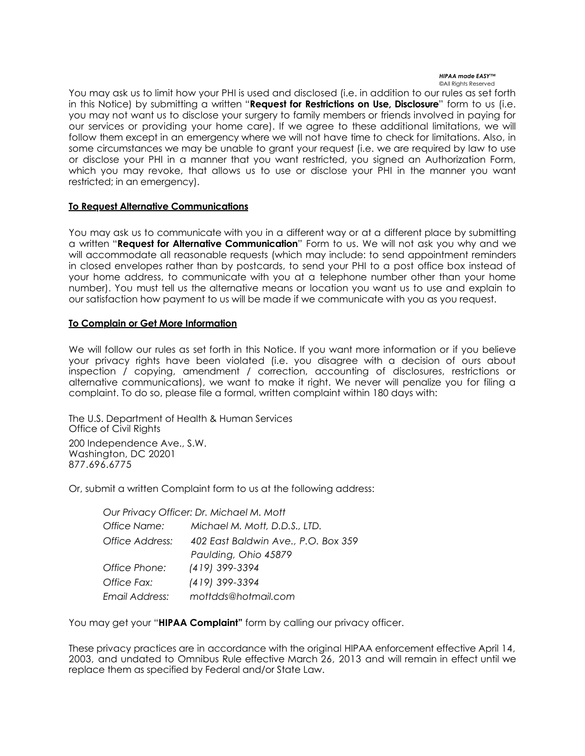You may ask us to limit how your PHI is used and disclosed (i.e. in addition to our rules as set forth in this Notice) by submitting a written "**Request for Restrictions on Use, Disclosure**" form to us (i.e. you may not want us to disclose your surgery to family members or friends involved in paying for our services or providing your home care). If we agree to these additional limitations, we will follow them except in an emergency where we will not have time to check for limitations. Also, in some circumstances we may be unable to grant your request (i.e. we are required by law to use or disclose your PHI in a manner that you want restricted, you signed an Authorization Form, which you may revoke, that allows us to use or disclose your PHI in the manner you want restricted; in an emergency).

**<u>To Request Alternative Communications</u>**

You may ask us to communicate with you in a different way or at a different place by submitting a written "**Request for Alternative Communication**" Form to us. We will not ask you why and we will accommodate all reasonable requests (which may include: to send appointment reminders in closed envelopes rather than by postcards, to send your PHI to a post office box instead of your home address, to communicate with you at a telephone number other than your home number). You must tell us the alternative means or location you want us to use and explain to our satisfaction how payment to us will be made if we communicate with you as you request.

**<u>To Complain or Get More Information</u>**

We will follow our rules as set forth in this Notice. If you want more information or if you believe your privacy rights have been violated (i.e. you disagree with a decision of ours about inspection / copying, amendment / correction, accounting of disclosures, restrictions or alternative communications), we want to make it right. We never will penalize you for filing a complaint. To do so, please file a formal, written complaint within 180 days with:

The U.S. Department of Health & Human Services
Office of Civil Rights

200 Independence Ave., S.W.
Washington, DC 20201
877.696.6775

Or, submit a written Complaint form to us at the following address:

*Our Privacy Officer: Dr. Michael M. Mott*

| | |
|---|---|
| *Office Name:* | *Michael M. Mott, D.D.S., LTD.* |
| *Office Address:* | *402 East Baldwin Ave., P.O. Box 359* |
| | *Paulding, Ohio 45879* |
| *Office Phone:* | *(419) 399-3394* |
| *Office Fax:* | *(419) 399-3394* |
| *Email Address:* | *mottdds@hotmail.com* |

You may get your "**HIPAA Complaint"** form by calling our privacy officer.

These privacy practices are in accordance with the original HIPAA enforcement effective April 14, 2003, and undated to Omnibus Rule effective March 26, 2013 and will remain in effect until we replace them as specified by Federal and/or State Law.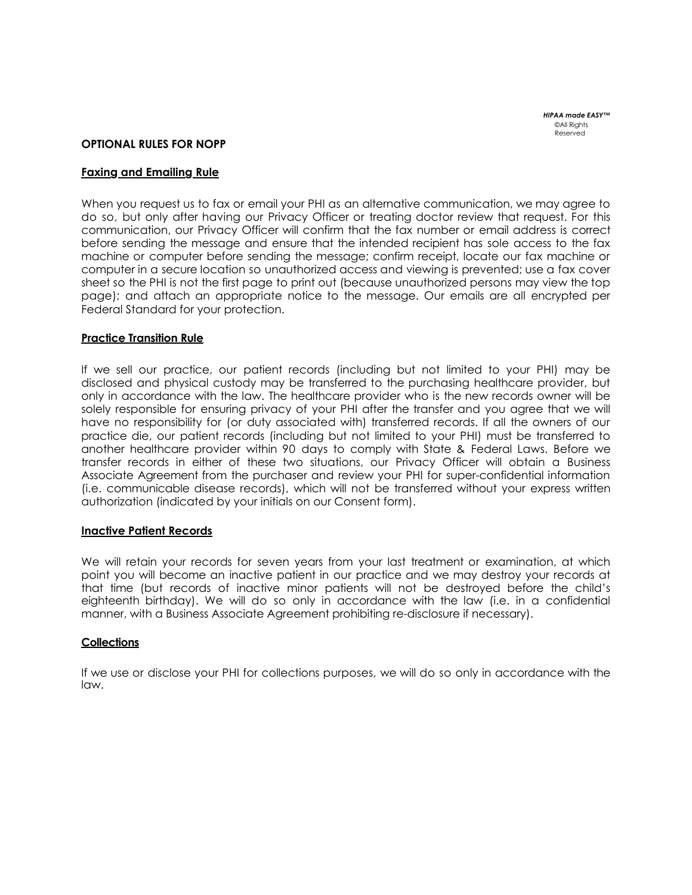**OPTIONAL RULES FOR NOPP**

**Faxing and Emailing Rule**

When you request us to fax or email your PHI as an alternative communication, we may agree to do so, but only after having our Privacy Officer or treating doctor review that request. For this communication, our Privacy Officer will confirm that the fax number or email address is correct before sending the message and ensure that the intended recipient has sole access to the fax machine or computer before sending the message; confirm receipt, locate our fax machine or computer in a secure location so unauthorized access and viewing is prevented; use a fax cover sheet so the PHI is not the first page to print out (because unauthorized persons may view the top page); and attach an appropriate notice to the message. Our emails are all encrypted per Federal Standard for your protection.

**Practice Transition Rule**

If we sell our practice, our patient records (including but not limited to your PHI) may be disclosed and physical custody may be transferred to the purchasing healthcare provider, but only in accordance with the law. The healthcare provider who is the new records owner will be solely responsible for ensuring privacy of your PHI after the transfer and you agree that we will have no responsibility for (or duty associated with) transferred records. If all the owners of our practice die, our patient records (including but not limited to your PHI) must be transferred to another healthcare provider within 90 days to comply with State & Federal Laws. Before we transfer records in either of these two situations, our Privacy Officer will obtain a Business Associate Agreement from the purchaser and review your PHI for super-confidential information (i.e. communicable disease records), which will not be transferred without your express written authorization (indicated by your initials on our Consent form).

**Inactive Patient Records**

We will retain your records for seven years from your last treatment or examination, at which point you will become an inactive patient in our practice and we may destroy your records at that time (but records of inactive minor patients will not be destroyed before the child's eighteenth birthday). We will do so only in accordance with the law (i.e. in a confidential manner, with a Business Associate Agreement prohibiting re-disclosure if necessary).

**Collections**

If we use or disclose your PHI for collections purposes, we will do so only in accordance with the law.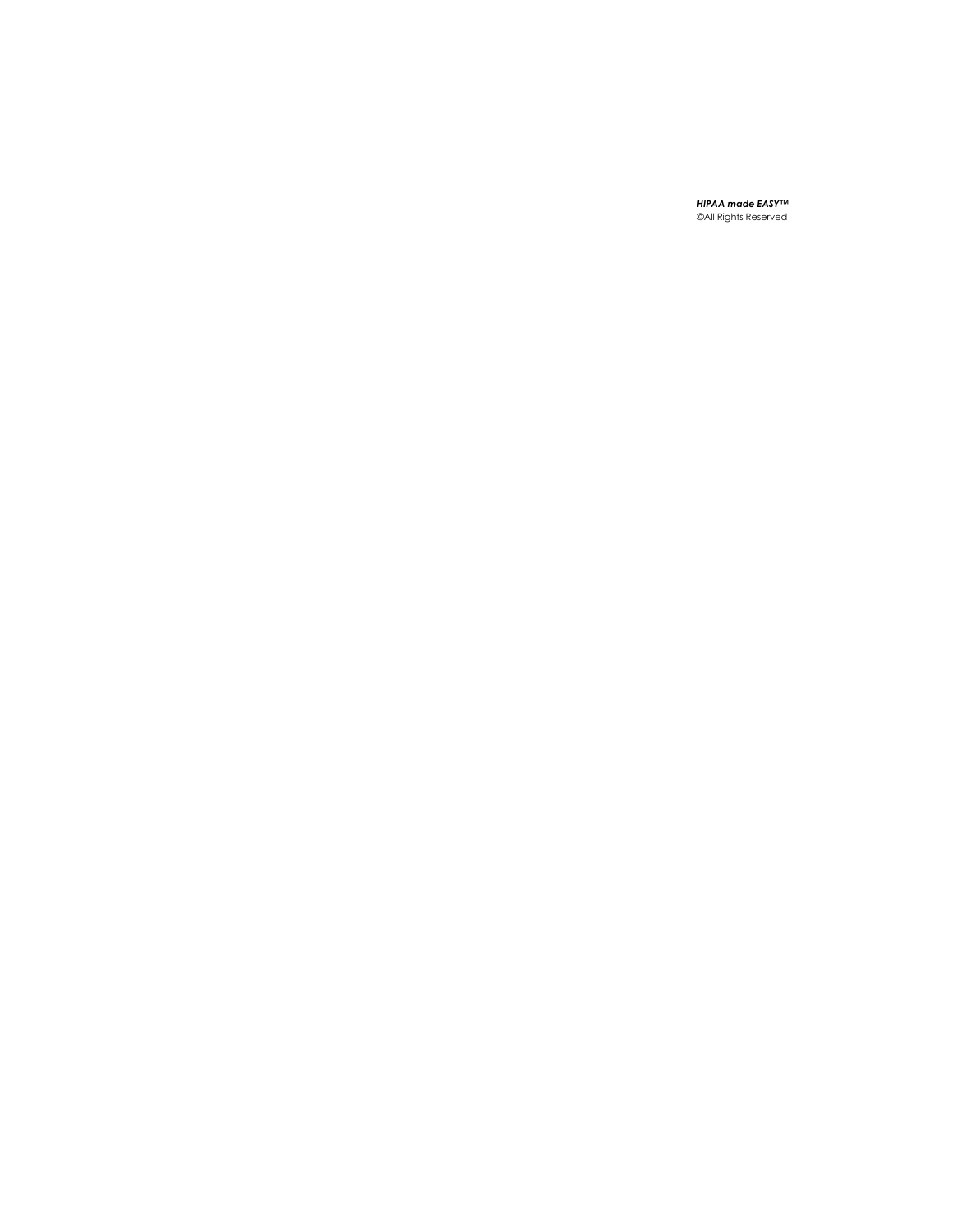***HIPAA made EASY™***
©All Rights Reserved